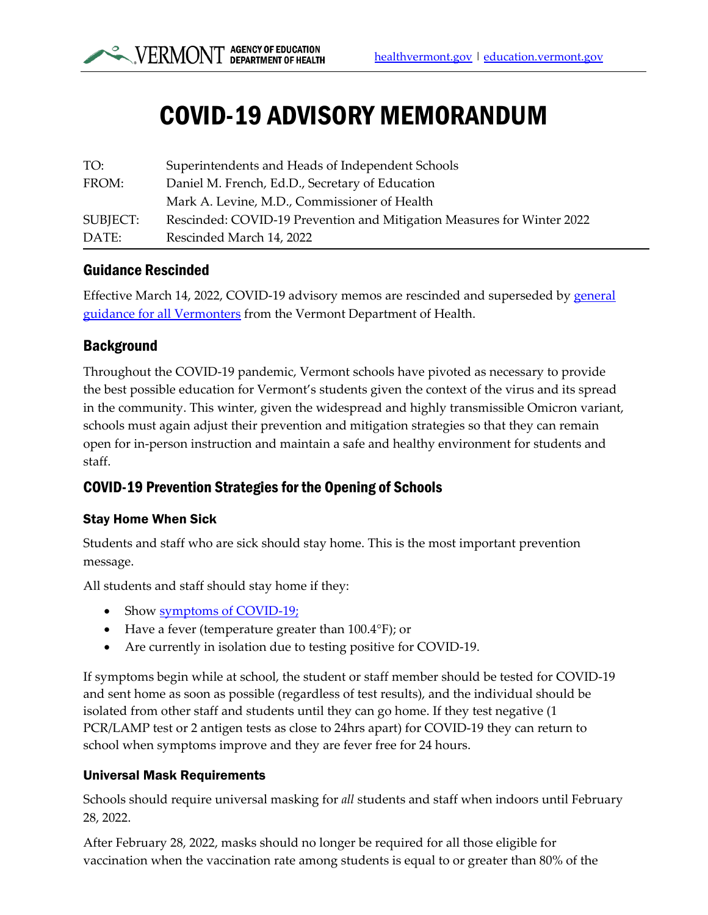# COVID-19 ADVISORY MEMORANDUM

| | |
|---|---|
| TO: | Superintendents and Heads of Independent Schools |
| FROM: | Daniel M. French, Ed.D., Secretary of Education |
| | Mark A. Levine, M.D., Commissioner of Health |
| SUBJECT: | Rescinded: COVID-19 Prevention and Mitigation Measures for Winter 2022 |
| DATE: | Rescinded March 14, 2022 |

## Guidance Rescinded

Effective March 14, 2022, COVID-19 advisory memos are rescinded and superseded by general guidance for all Vermonters from the Vermont Department of Health.

## Background

Throughout the COVID-19 pandemic, Vermont schools have pivoted as necessary to provide the best possible education for Vermont's students given the context of the virus and its spread in the community. This winter, given the widespread and highly transmissible Omicron variant, schools must again adjust their prevention and mitigation strategies so that they can remain open for in-person instruction and maintain a safe and healthy environment for students and staff.

## COVID-19 Prevention Strategies for the Opening of Schools

### Stay Home When Sick

Students and staff who are sick should stay home. This is the most important prevention message.

All students and staff should stay home if they:

- Show symptoms of COVID-19;
- Have a fever (temperature greater than 100.4°F); or
- Are currently in isolation due to testing positive for COVID-19.

If symptoms begin while at school, the student or staff member should be tested for COVID-19 and sent home as soon as possible (regardless of test results), and the individual should be isolated from other staff and students until they can go home. If they test negative (1 PCR/LAMP test or 2 antigen tests as close to 24hrs apart) for COVID-19 they can return to school when symptoms improve and they are fever free for 24 hours.

### Universal Mask Requirements

Schools should require universal masking for *all* students and staff when indoors until February 28, 2022.

After February 28, 2022, masks should no longer be required for all those eligible for vaccination when the vaccination rate among students is equal to or greater than 80% of the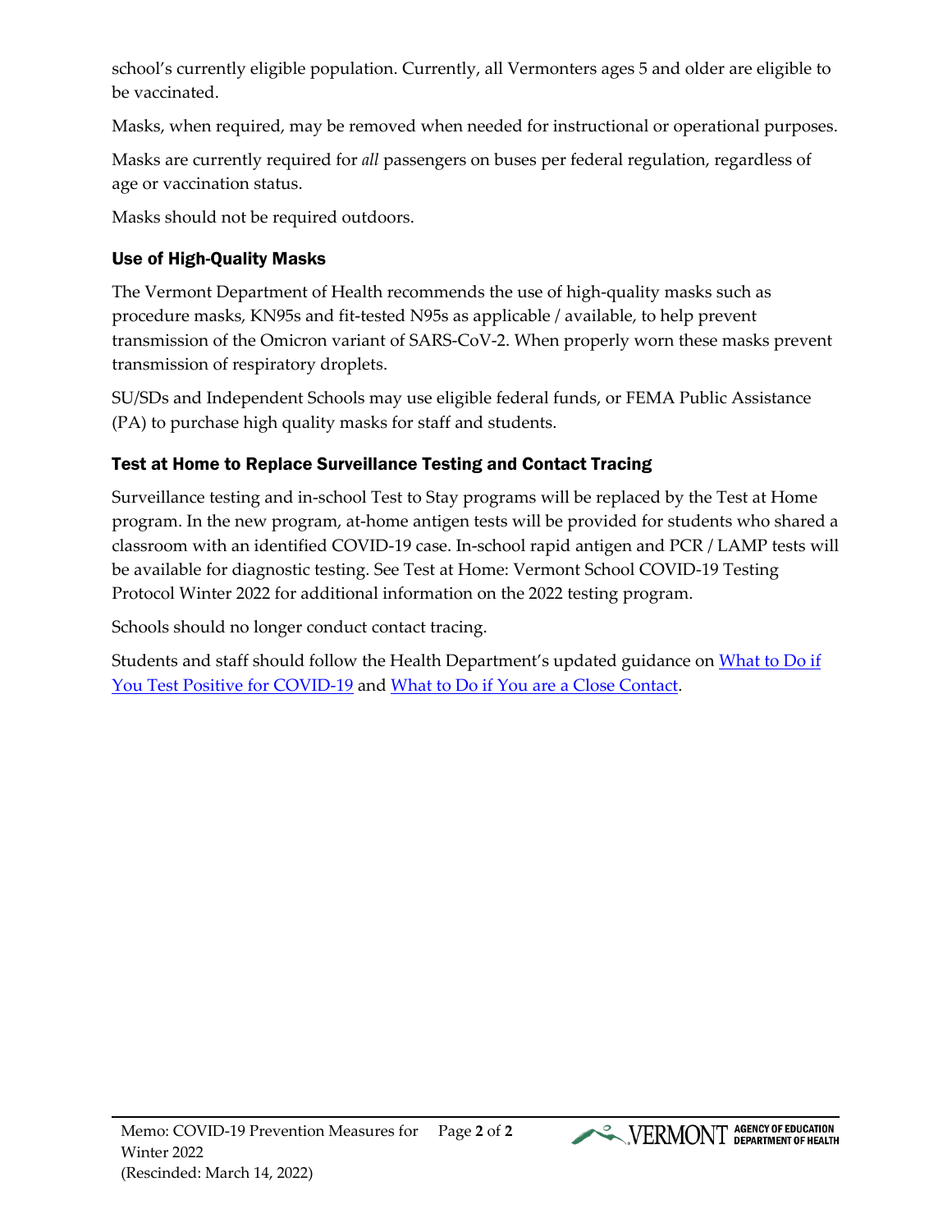school's currently eligible population. Currently, all Vermonters ages 5 and older are eligible to be vaccinated.

Masks, when required, may be removed when needed for instructional or operational purposes.

Masks are currently required for *all* passengers on buses per federal regulation, regardless of age or vaccination status.

Masks should not be required outdoors.

### Use of High-Quality Masks

The Vermont Department of Health recommends the use of high-quality masks such as procedure masks, KN95s and fit-tested N95s as applicable / available, to help prevent transmission of the Omicron variant of SARS-CoV-2. When properly worn these masks prevent transmission of respiratory droplets.

SU/SDs and Independent Schools may use eligible federal funds, or FEMA Public Assistance (PA) to purchase high quality masks for staff and students.

### Test at Home to Replace Surveillance Testing and Contact Tracing

Surveillance testing and in-school Test to Stay programs will be replaced by the Test at Home program. In the new program, at-home antigen tests will be provided for students who shared a classroom with an identified COVID-19 case. In-school rapid antigen and PCR / LAMP tests will be available for diagnostic testing. See Test at Home: Vermont School COVID-19 Testing Protocol Winter 2022 for additional information on the 2022 testing program.

Schools should no longer conduct contact tracing.

Students and staff should follow the Health Department's updated guidance on [What to Do if You Test Positive for COVID-19] and [What to Do if You are a Close Contact].